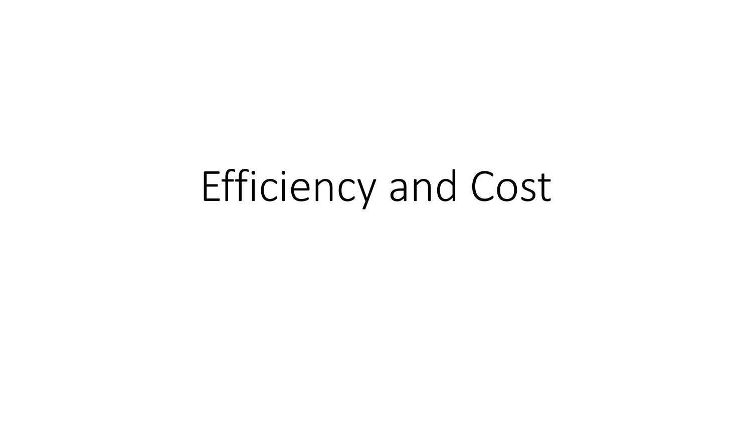# Efficiency and Cost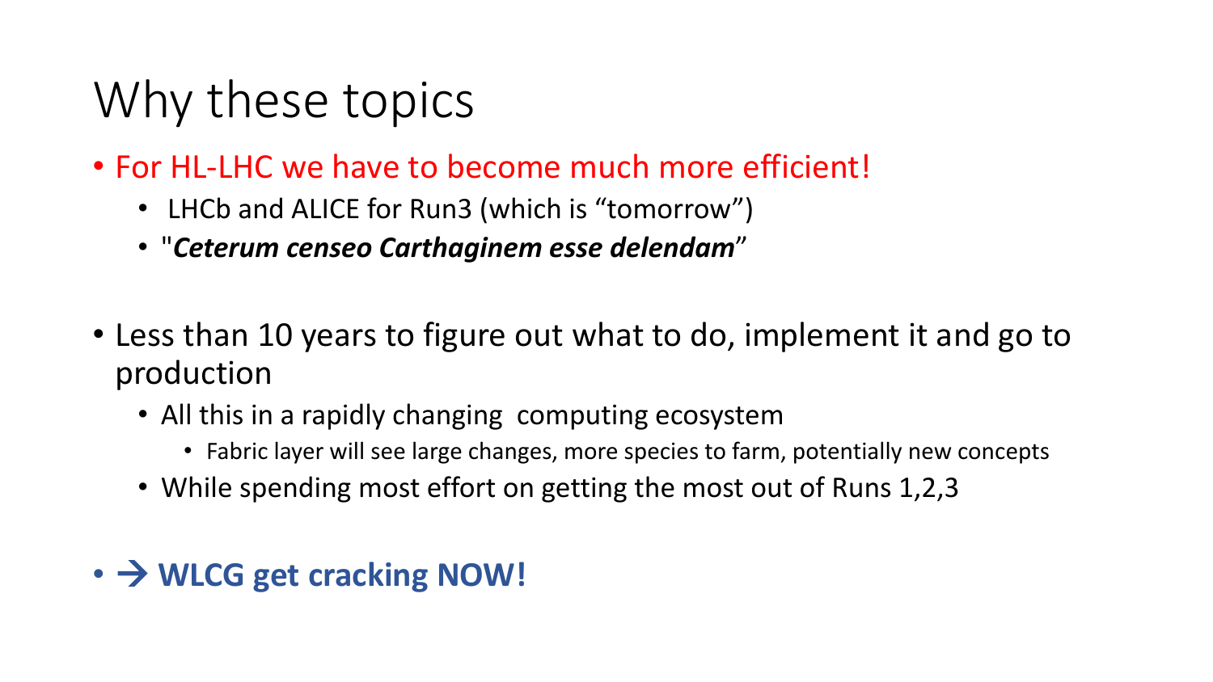# Why these topics

- For HL-LHC we have to become much more efficient!
  - LHCb and ALICE for Run3 (which is "tomorrow")
  - "***Ceterum censeo Carthaginem esse delendam***"
- Less than 10 years to figure out what to do, implement it and go to production
  - All this in a rapidly changing computing ecosystem
    - Fabric layer will see large changes, more species to farm, potentially new concepts
  - While spending most effort on getting the most out of Runs 1,2,3
- → **WLCG get cracking NOW!**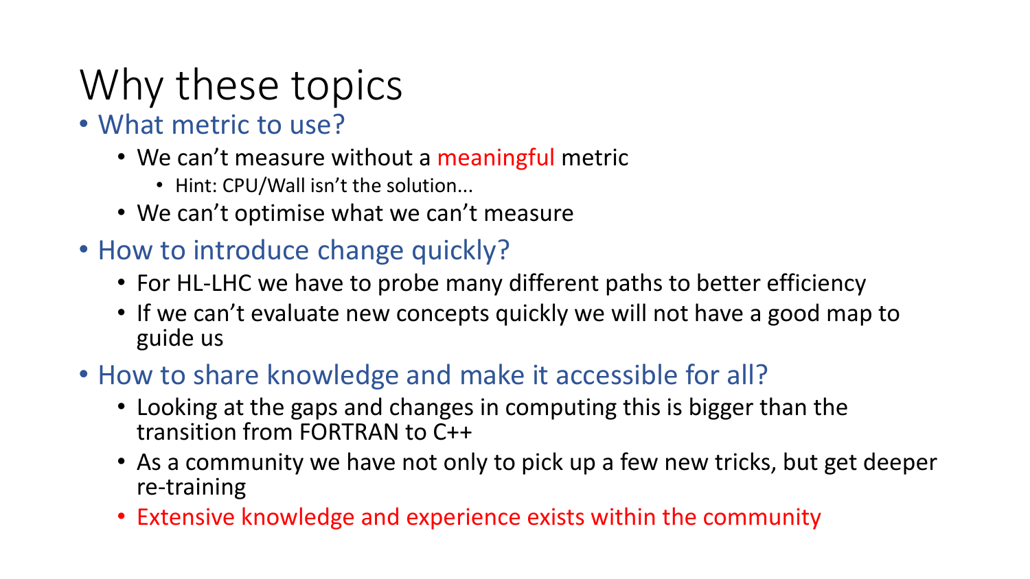# Why these topics

- What metric to use?
  - We can't measure without a meaningful metric
    - Hint: CPU/Wall isn't the solution...
  - We can't optimise what we can't measure
- How to introduce change quickly?
  - For HL-LHC we have to probe many different paths to better efficiency
  - If we can't evaluate new concepts quickly we will not have a good map to guide us
- How to share knowledge and make it accessible for all?
  - Looking at the gaps and changes in computing this is bigger than the transition from FORTRAN to C++
  - As a community we have not only to pick up a few new tricks, but get deeper re-training
  - Extensive knowledge and experience exists within the community